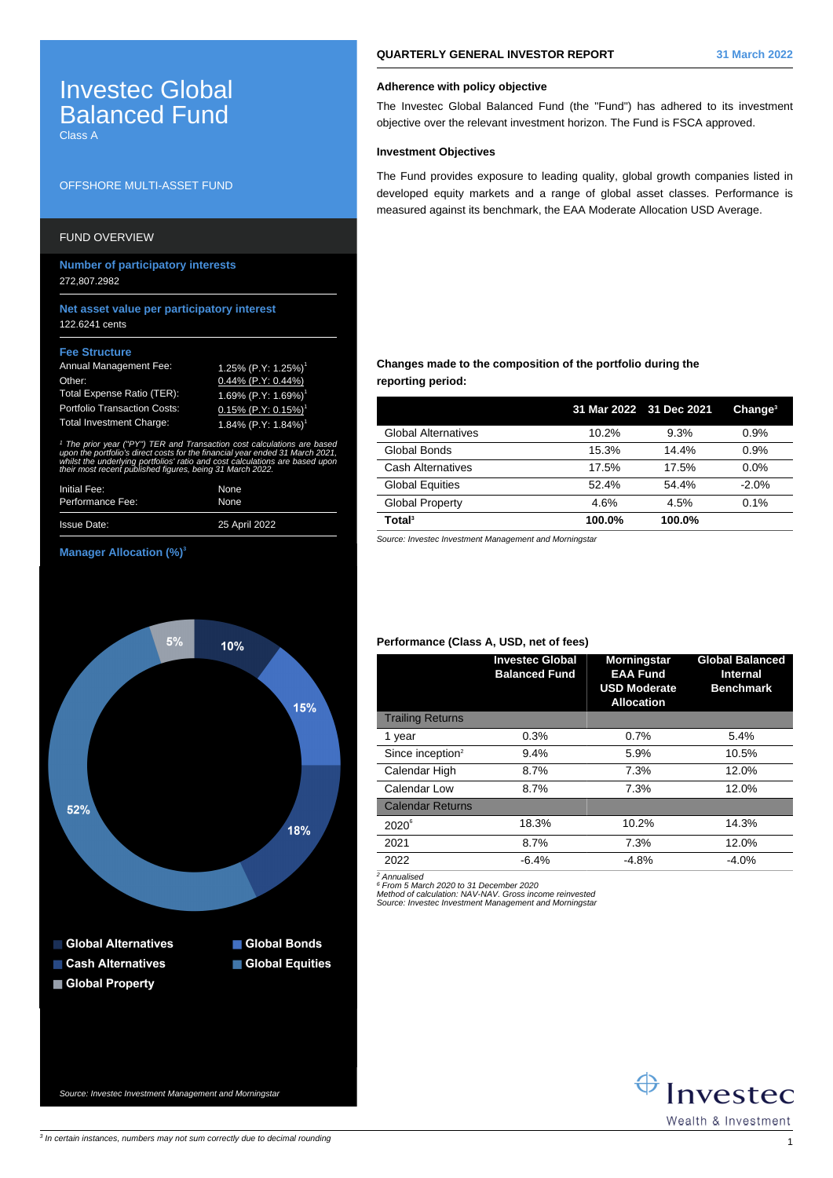# Investec Global Balanced Fund

Class A

OFFSHORE MULTI-ASSET FUND

## FUND OVERVIEW

**Number of participatory interests**

272,807.2982

**Net asset value per participatory interest**

122.6241 cents

**Fee Structure**

| | |
|---|---|
| Annual Management Fee: | 1.25% (P.Y: 1.25%)[1] |
| Other: | 0.44% (P.Y: 0.44%) |
| Total Expense Ratio (TER): | 1.69% (P.Y: 1.69%)[1] |
| Portfolio Transaction Costs: | 0.15% (P.Y: 0.15%)[1] |
| Total Investment Charge: | 1.84% (P.Y: 1.84%)[1] |

*[1] The prior year ("PY") TER and Transaction cost calculations are based upon the portfolio's direct costs for the financial year ended 31 March 2021, whilst the underlying portfolios' ratio and cost calculations are based upon their most recent published figures, being 31 March 2022.*

| | |
|---|---|
| Initial Fee: | None |
| Performance Fee: | None |
| Issue Date: | 25 April 2022 |

**Manager Allocation (%)[3]**

| Asset class | % |
|---|---|
| Global Alternatives | 10% |
| Global Bonds | 15% |
| Cash Alternatives | 18% |
| Global Equities | 52% |
| Global Property | 5% |

*Source: Investec Investment Management and Morningstar*

## QUARTERLY GENERAL INVESTOR REPORT — 31 March 2022

### Adherence with policy objective

The Investec Global Balanced Fund (the "Fund") has adhered to its investment objective over the relevant investment horizon. The Fund is FSCA approved.

### Investment Objectives

The Fund provides exposure to leading quality, global growth companies listed in developed equity markets and a range of global asset classes. Performance is measured against its benchmark, the EAA Moderate Allocation USD Average.

### Changes made to the composition of the portfolio during the reporting period:

| | 31 Mar 2022 | 31 Dec 2021 | Change[3] |
|---|---|---|---|
| Global Alternatives | 10.2% | 9.3% | 0.9% |
| Global Bonds | 15.3% | 14.4% | 0.9% |
| Cash Alternatives | 17.5% | 17.5% | 0.0% |
| Global Equities | 52.4% | 54.4% | -2.0% |
| Global Property | 4.6% | 4.5% | 0.1% |
| **Total[3]** | **100.0%** | **100.0%** | |

*Source: Investec Investment Management and Morningstar*

### Performance (Class A, USD, net of fees)

| | Investec Global Balanced Fund | Morningstar EAA Fund USD Moderate Allocation | Global Balanced Internal Benchmark |
|---|---|---|---|
| Trailing Returns | | | |
| 1 year | 0.3% | 0.7% | 5.4% |
| Since inception[2] | 9.4% | 5.9% | 10.5% |
| Calendar High | 8.7% | 7.3% | 12.0% |
| Calendar Low | 8.7% | 7.3% | 12.0% |
| Calendar Returns | | | |
| 2020[6] | 18.3% | 10.2% | 14.3% |
| 2021 | 8.7% | 7.3% | 12.0% |
| 2022 | -6.4% | -4.8% | -4.0% |

*[2] Annualised*
*[6] From 5 March 2020 to 31 December 2020*
*Method of calculation: NAV-NAV. Gross income reinvested*
*Source: Investec Investment Management and Morningstar*

*[3] In certain instances, numbers may not sum correctly due to decimal rounding*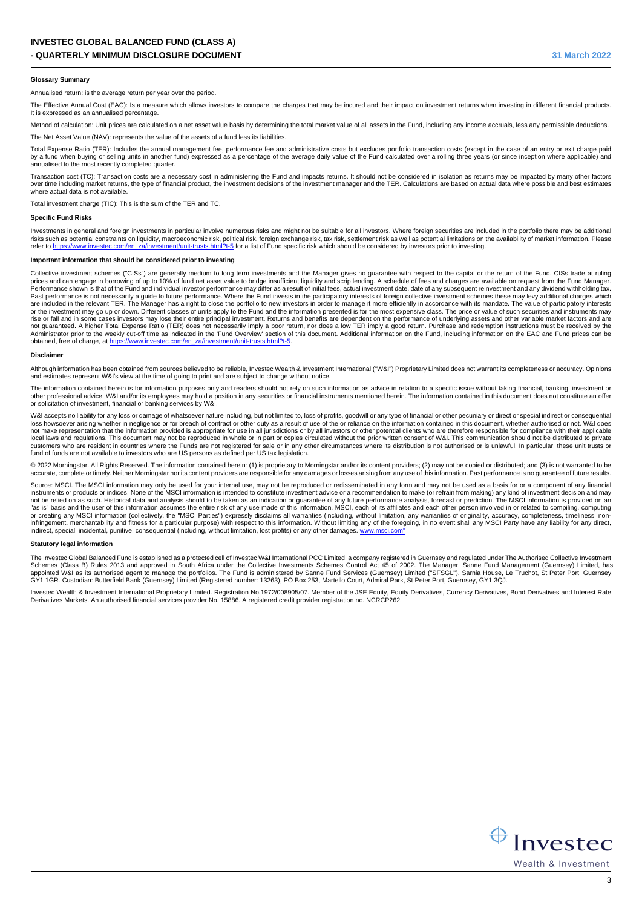## Glossary Summary

Annualised return: is the average return per year over the period.

The Effective Annual Cost (EAC): Is a measure which allows investors to compare the charges that may be incured and their impact on investment returns when investing in different financial products. It is expressed as an annualised percentage.

Method of calculation: Unit prices are calculated on a net asset value basis by determining the total market value of all assets in the Fund, including any income accruals, less any permissible deductions.

The Net Asset Value (NAV): represents the value of the assets of a fund less its liabilities.

Total Expense Ratio (TER): Includes the annual management fee, performance fee and administrative costs but excludes portfolio transaction costs (except in the case of an entry or exit charge paid by a fund when buying or selling units in another fund) expressed as a percentage of the average daily value of the Fund calculated over a rolling three years (or since inception where applicable) and annualised to the most recently completed quarter.

Transaction cost (TC): Transaction costs are a necessary cost in administering the Fund and impacts returns. It should not be considered in isolation as returns may be impacted by many other factors over time including market returns, the type of financial product, the investment decisions of the investment manager and the TER. Calculations are based on actual data where possible and best estimates where actual data is not available.

Total investment charge (TIC): This is the sum of the TER and TC.

## Specific Fund Risks

Investments in general and foreign investments in particular involve numerous risks and might not be suitable for all investors. Where foreign securities are included in the portfolio there may be additional risks such as potential constraints on liquidity, macroeconomic risk, political risk, foreign exchange risk, tax risk, settlement risk as well as potential limitations on the availability of market information. Please refer to https://www.investec.com/en_za/investment/unit-trusts.html?t-5 for a list of Fund specific risk which should be considered by investors prior to investing.

## Important information that should be considered prior to investing

Collective investment schemes ("CISs") are generally medium to long term investments and the Manager gives no guarantee with respect to the capital or the return of the Fund. CISs trade at ruling prices and can engage in borrowing of up to 10% of fund net asset value to bridge insufficient liquidity and scrip lending. A schedule of fees and charges are available on request from the Fund Manager. Performance shown is that of the Fund and individual investor performance may differ as a result of initial fees, actual investment date, date of any subsequent reinvestment and any dividend withholding tax. Past performance is not necessarily a guide to future performance. Where the Fund invests in the participatory interests of foreign collective investment schemes these may levy additional charges which are included in the relevant TER. The Manager has a right to close the portfolio to new investors in order to manage it more efficiently in accordance with its mandate. The value of participatory interests or the investment may go up or down. Different classes of units apply to the Fund and the information presented is for the most expensive class. The price or value of such securities and instruments may rise or fall and in some cases investors may lose their entire principal investment. Returns and benefits are dependent on the performance of underlying assets and other variable market factors and are not guaranteed. A higher Total Expense Ratio (TER) does not necessarily imply a poor return, nor does a low TER imply a good return. Purchase and redemption instructions must be received by the Administrator prior to the weekly cut-off time as indicated in the 'Fund Overview' section of this document. Additional information on the Fund, including information on the EAC and Fund prices can be obtained, free of charge, at https://www.investec.com/en_za/investment/unit-trusts.html?t-5.

## Disclaimer

Although information has been obtained from sources believed to be reliable, Investec Wealth & Investment International ("W&I") Proprietary Limited does not warrant its completeness or accuracy. Opinions and estimates represent W&I's view at the time of going to print and are subject to change without notice.

The information contained herein is for information purposes only and readers should not rely on such information as advice in relation to a specific issue without taking financial, banking, investment or other professional advice. W&I and/or its employees may hold a position in any securities or financial instruments mentioned herein. The information contained in this document does not constitute an offer or solicitation of investment, financial or banking services by W&I.

W&I accepts no liability for any loss or damage of whatsoever nature including, but not limited to, loss of profits, goodwill or any type of financial or other pecuniary or direct or special indirect or consequential loss howsoever arising whether in negligence or for breach of contract or other duty as a result of use of the or reliance on the information contained in this document, whether authorised or not. W&I does not make representation that the information provided is appropriate for use in all jurisdictions or by all investors or other potential clients who are therefore responsible for compliance with their applicable local laws and regulations. This document may not be reproduced in whole or in part or copies circulated without the prior written consent of W&I. This communication should not be distributed to private customers who are resident in countries where the Funds are not registered for sale or in any other circumstances where its distribution is not authorised or is unlawful. In particular, these unit trusts or fund of funds are not available to investors who are US persons as defined per US tax legislation.

© 2022 Morningstar. All Rights Reserved. The information contained herein: (1) is proprietary to Morningstar and/or its content providers; (2) may not be copied or distributed; and (3) is not warranted to be accurate, complete or timely. Neither Morningstar nor its content providers are responsible for any damages or losses arising from any use of this information. Past performance is no guarantee of future results.

Source: MSCI. The MSCI information may only be used for your internal use, may not be reproduced or redisseminated in any form and may not be used as a basis for or a component of any financial instruments or products or indices. None of the MSCI information is intended to constitute investment advice or a recommendation to make (or refrain from making) any kind of investment decision and may not be relied on as such. Historical data and analysis should to be taken as an indication or guarantee of any future performance analysis, forecast or prediction. The MSCI information is provided on an "as is" basis and the user of this information assumes the entire risk of any use made of this information. MSCI, each of its affiliates and each other person involved in or related to compiling, computing or creating any MSCI information (collectively, the "MSCI Parties") expressly disclaims all warranties (including, without limitation, any warranties of originality, accuracy, completeness, timeliness, non-infringement, merchantability and fitness for a particular purpose) with respect to this information. Without limiting any of the foregoing, in no event shall any MSCI Party have any liability for any direct, indirect, special, incidental, punitive, consequential (including, without limitation, lost profits) or any other damages. www.msci.com"

## Statutory legal information

The Investec Global Balanced Fund is established as a protected cell of Investec W&I International PCC Limited, a company registered in Guernsey and regulated under The Authorised Collective Investment Schemes (Class B) Rules 2013 and approved in South Africa under the Collective Investments Schemes Control Act 45 of 2002. The Manager, Sanne Fund Management (Guernsey) Limited, has appointed W&I as its authorised agent to manage the portfolios. The Fund is administered by Sanne Fund Services (Guernsey) Limited ("SFSGL"), Sarnia House, Le Truchot, St Peter Port, Guernsey, GY1 1GR. Custodian: Butterfield Bank (Guernsey) Limited (Registered number: 13263), PO Box 253, Martello Court, Admiral Park, St Peter Port, Guernsey, GY1 3QJ.

Investec Wealth & Investment International Proprietary Limited. Registration No.1972/008905/07. Member of the JSE Equity, Equity Derivatives, Currency Derivatives, Bond Derivatives and Interest Rate Derivatives Markets. An authorised financial services provider No. 15886. A registered credit provider registration no. NCRCP262.